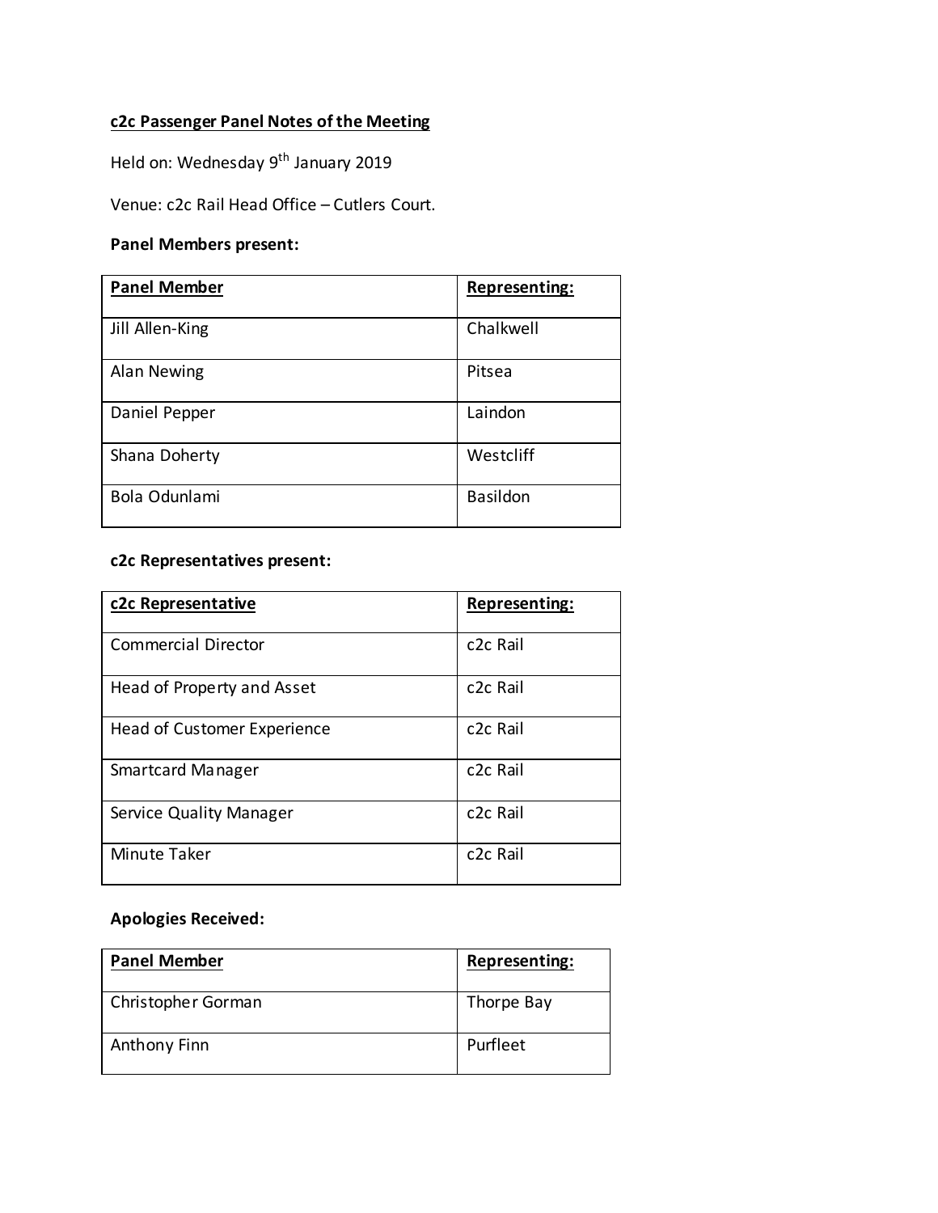**c2c Passenger Panel Notes of the Meeting**

Held on: Wednesday 9th January 2019

Venue: c2c Rail Head Office – Cutlers Court.

**Panel Members present:**

| Panel Member | Representing: |
| --- | --- |
| Jill Allen-King | Chalkwell |
| Alan Newing | Pitsea |
| Daniel Pepper | Laindon |
| Shana Doherty | Westcliff |
| Bola Odunlami | Basildon |

**c2c Representatives present:**

| c2c Representative | Representing: |
| --- | --- |
| Commercial Director | c2c Rail |
| Head of Property and Asset | c2c Rail |
| Head of Customer Experience | c2c Rail |
| Smartcard Manager | c2c Rail |
| Service Quality Manager | c2c Rail |
| Minute Taker | c2c Rail |

**Apologies Received:**

| Panel Member | Representing: |
| --- | --- |
| Christopher Gorman | Thorpe Bay |
| Anthony Finn | Purfleet |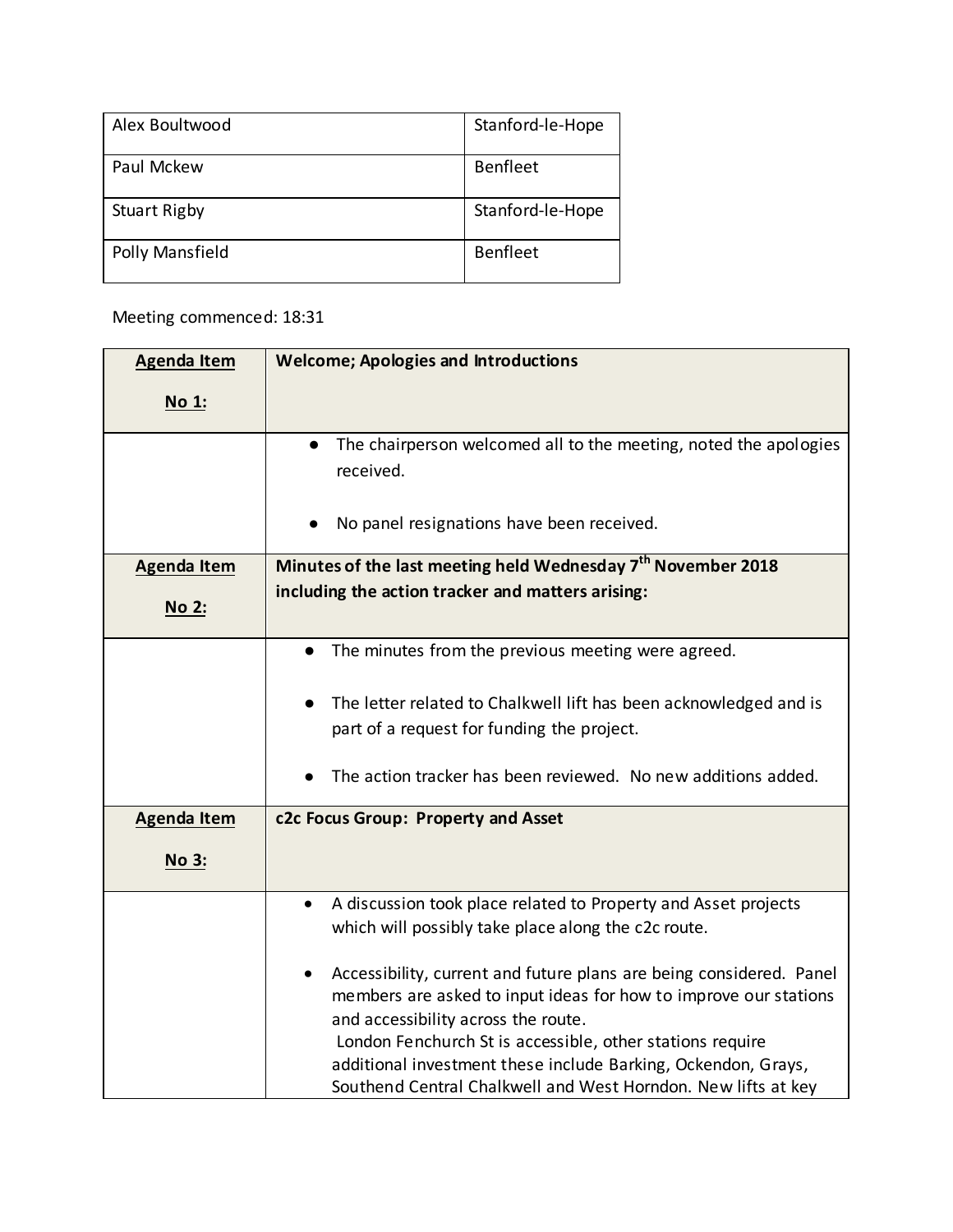| Alex Boultwood | Stanford-le-Hope |
|---|---|
| Paul Mckew | Benfleet |
| Stuart Rigby | Stanford-le-Hope |
| Polly Mansfield | Benfleet |

Meeting commenced: 18:31

| **Agenda Item No 1:** | **Welcome; Apologies and Introductions** |
|---|---|
| | • The chairperson welcomed all to the meeting, noted the apologies received.<br><br>• No panel resignations have been received. |
| **Agenda Item No 2:** | **Minutes of the last meeting held Wednesday 7th November 2018 including the action tracker and matters arising:** |
| | • The minutes from the previous meeting were agreed.<br><br>• The letter related to Chalkwell lift has been acknowledged and is part of a request for funding the project.<br><br>• The action tracker has been reviewed. No new additions added. |
| **Agenda Item No 3:** | **c2c Focus Group: Property and Asset** |
| | • A discussion took place related to Property and Asset projects which will possibly take place along the c2c route.<br><br>• Accessibility, current and future plans are being considered. Panel members are asked to input ideas for how to improve our stations and accessibility across the route. London Fenchurch St is accessible, other stations require additional investment these include Barking, Ockendon, Grays, Southend Central Chalkwell and West Horndon. New lifts at key |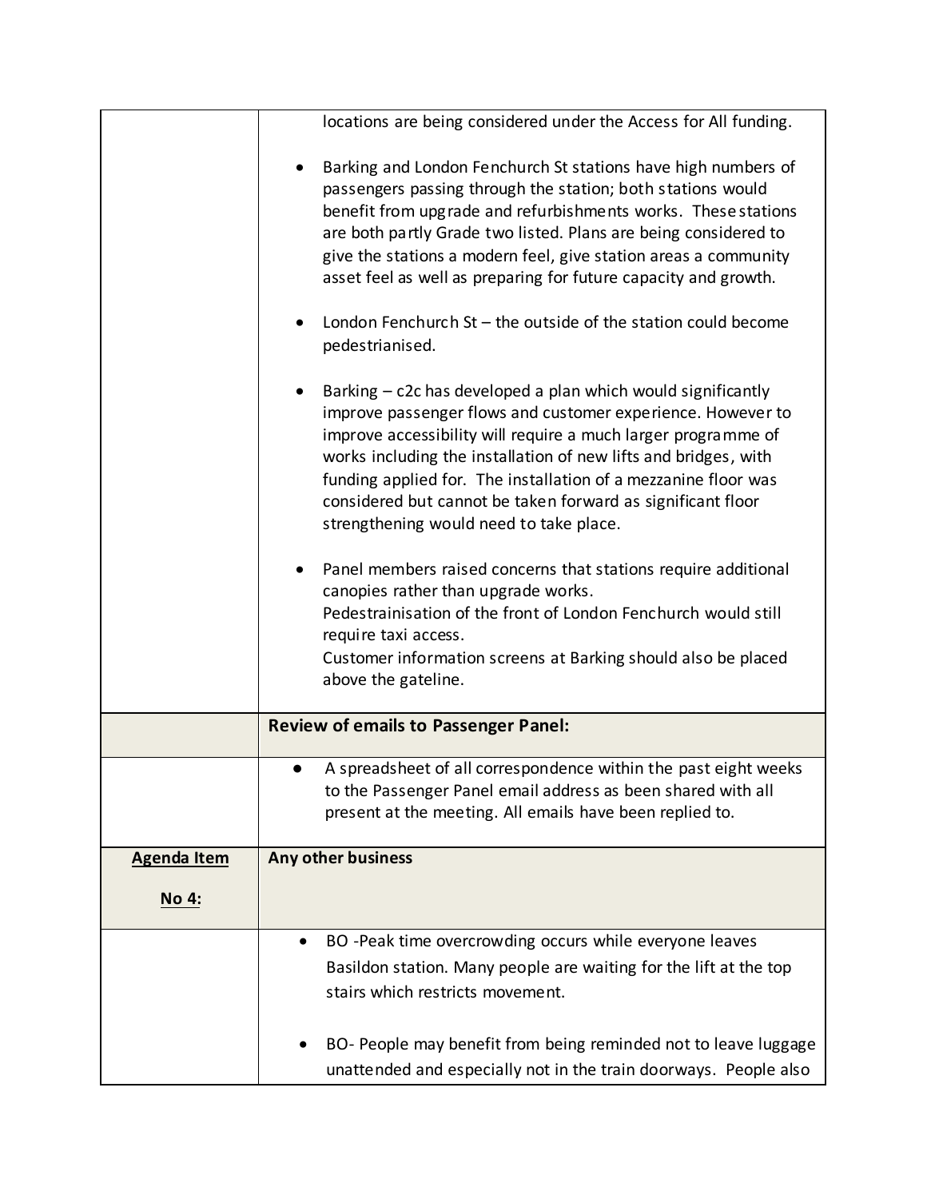| | |
|---|---|
| | locations are being considered under the Access for All funding.<br><br>• Barking and London Fenchurch St stations have high numbers of passengers passing through the station; both stations would benefit from upgrade and refurbishments works. These stations are both partly Grade two listed. Plans are being considered to give the stations a modern feel, give station areas a community asset feel as well as preparing for future capacity and growth.<br><br>• London Fenchurch St – the outside of the station could become pedestrianised.<br><br>• Barking – c2c has developed a plan which would significantly improve passenger flows and customer experience. However to improve accessibility will require a much larger programme of works including the installation of new lifts and bridges, with funding applied for. The installation of a mezzanine floor was considered but cannot be taken forward as significant floor strengthening would need to take place.<br><br>• Panel members raised concerns that stations require additional canopies rather than upgrade works.<br>Pedestrainisation of the front of London Fenchurch would still require taxi access.<br>Customer information screens at Barking should also be placed above the gateline. |
| | **Review of emails to Passenger Panel:** |
| | • A spreadsheet of all correspondence within the past eight weeks to the Passenger Panel email address as been shared with all present at the meeting. All emails have been replied to. |
| **Agenda Item No 4:** | **Any other business** |
| | • BO -Peak time overcrowding occurs while everyone leaves Basildon station. Many people are waiting for the lift at the top stairs which restricts movement.<br><br>• BO- People may benefit from being reminded not to leave luggage unattended and especially not in the train doorways. People also |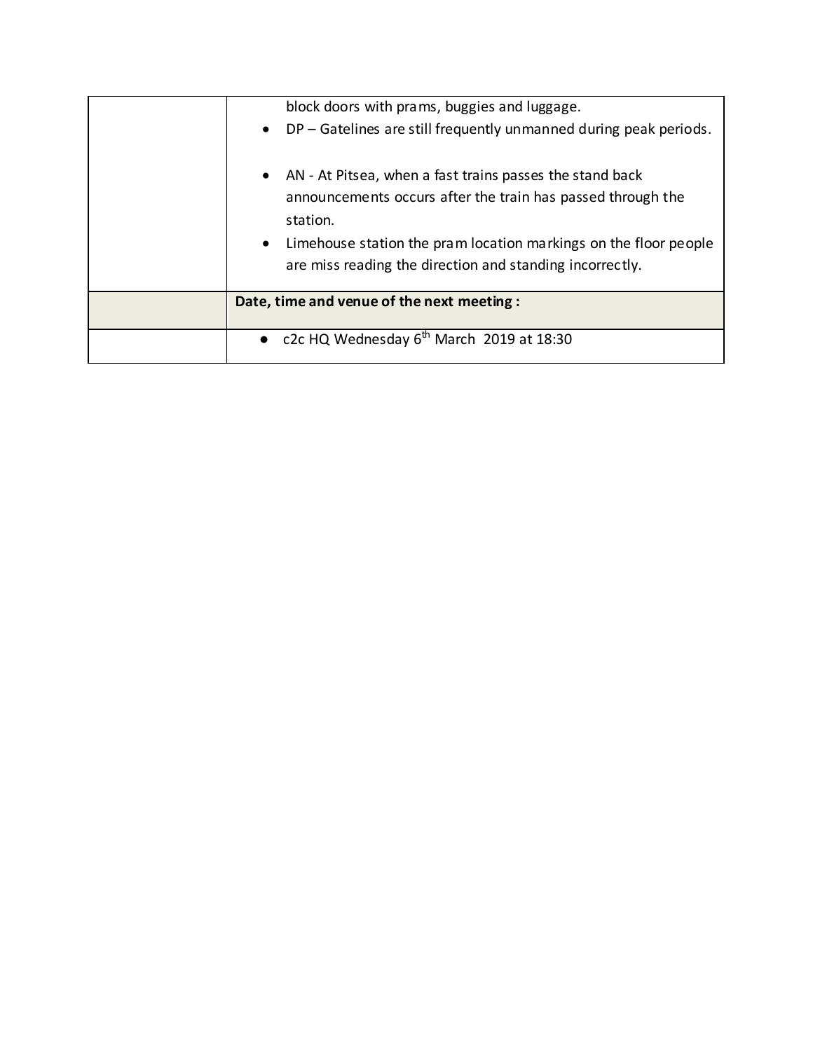| | |
|---|---|
| | block doors with prams, buggies and luggage.<br>• DP – Gatelines are still frequently unmanned during peak periods.<br>• AN - At Pitsea, when a fast trains passes the stand back announcements occurs after the train has passed through the station.<br>• Limehouse station the pram location markings on the floor people are miss reading the direction and standing incorrectly. |
| | **Date, time and venue of the next meeting :** |
| | • c2c HQ Wednesday 6th March 2019 at 18:30 |